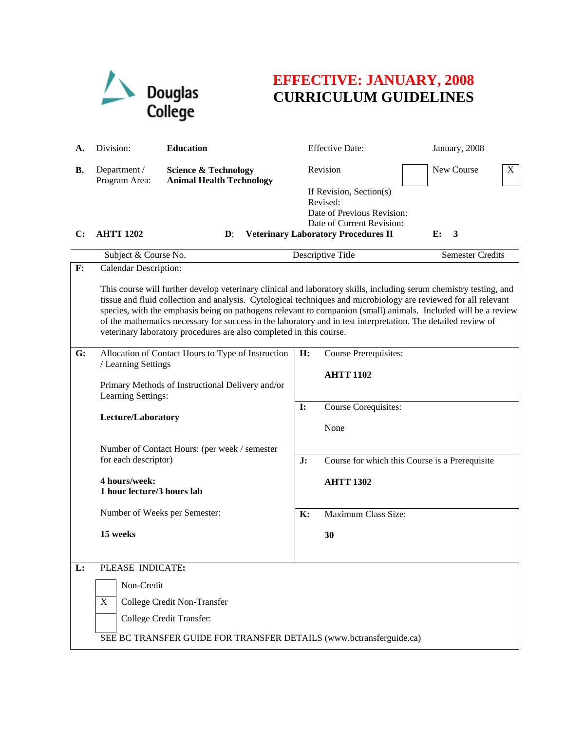Douglas College

# EFFECTIVE: JANUARY, 2008
# CURRICULUM GUIDELINES

| | | | | |
|---|---|---|---|---|
| **A.** | Division: | **Education** | Effective Date: | January, 2008 |
| **B.** | Department / Program Area: | **Science & Technology** **Animal Health Technology** | Revision [ ] | New Course [X] |
| | | | If Revision, Section(s) Revised: | |
| | | | Date of Previous Revision: | |
| | | | Date of Current Revision: | |

| **C:** | **AHTT 1202** | **D:** | **Veterinary Laboratory Procedures II** | **E:** | **3** |
|---|---|---|---|---|---|
| | Subject & Course No. | | Descriptive Title | | Semester Credits |

**F:** Calendar Description:

This course will further develop veterinary clinical and laboratory skills, including serum chemistry testing, and tissue and fluid collection and analysis. Cytological techniques and microbiology are reviewed for all relevant species, with the emphasis being on pathogens relevant to companion (small) animals. Included will be a review of the mathematics necessary for success in the laboratory and in test interpretation. The detailed review of veterinary laboratory procedures are also completed in this course.

**G:** Allocation of Contact Hours to Type of Instruction / Learning Settings

Primary Methods of Instructional Delivery and/or Learning Settings:

**Lecture/Laboratory**

Number of Contact Hours: (per week / semester for each descriptor)

**4 hours/week:**
**1 hour lecture/3 hours lab**

Number of Weeks per Semester:

**15 weeks**

**H:** Course Prerequisites:

**AHTT 1102**

**I:** Course Corequisites:

None

**J:** Course for which this Course is a Prerequisite

**AHTT 1302**

**K:** Maximum Class Size:

**30**

**L:** PLEASE INDICATE:

- [ ] Non-Credit
- [X] College Credit Non-Transfer
- [ ] College Credit Transfer:

SEE BC TRANSFER GUIDE FOR TRANSFER DETAILS (www.bctransferguide.ca)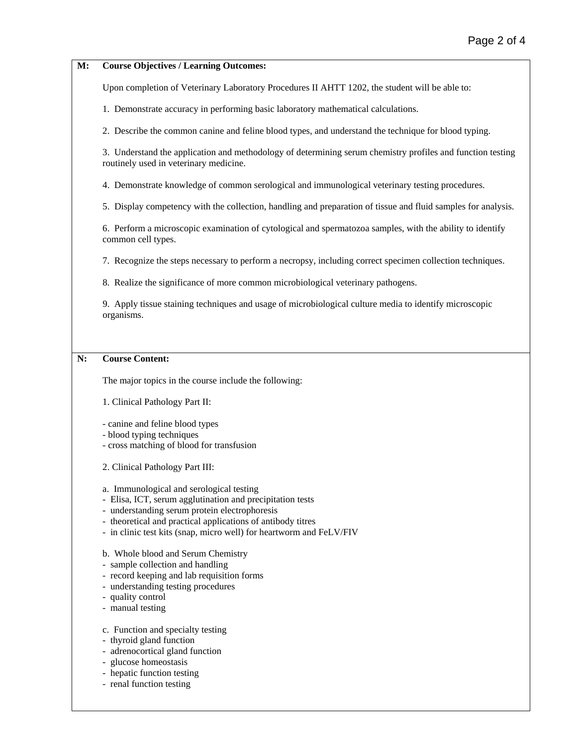**M: Course Objectives / Learning Outcomes:**

Upon completion of Veterinary Laboratory Procedures II AHTT 1202, the student will be able to:

1. Demonstrate accuracy in performing basic laboratory mathematical calculations.

2. Describe the common canine and feline blood types, and understand the technique for blood typing.

3. Understand the application and methodology of determining serum chemistry profiles and function testing routinely used in veterinary medicine.

4. Demonstrate knowledge of common serological and immunological veterinary testing procedures.

5. Display competency with the collection, handling and preparation of tissue and fluid samples for analysis.

6. Perform a microscopic examination of cytological and spermatozoa samples, with the ability to identify common cell types.

7. Recognize the steps necessary to perform a necropsy, including correct specimen collection techniques.

8. Realize the significance of more common microbiological veterinary pathogens.

9. Apply tissue staining techniques and usage of microbiological culture media to identify microscopic organisms.

**N: Course Content:**

The major topics in the course include the following:

1. Clinical Pathology Part II:

- canine and feline blood types
- blood typing techniques
- cross matching of blood for transfusion

2. Clinical Pathology Part III:

a. Immunological and serological testing
- Elisa, ICT, serum agglutination and precipitation tests
- understanding serum protein electrophoresis
- theoretical and practical applications of antibody titres
- in clinic test kits (snap, micro well) for heartworm and FeLV/FIV

b. Whole blood and Serum Chemistry
- sample collection and handling
- record keeping and lab requisition forms
- understanding testing procedures
- quality control
- manual testing

c. Function and specialty testing
- thyroid gland function
- adrenocortical gland function
- glucose homeostasis
- hepatic function testing
- renal function testing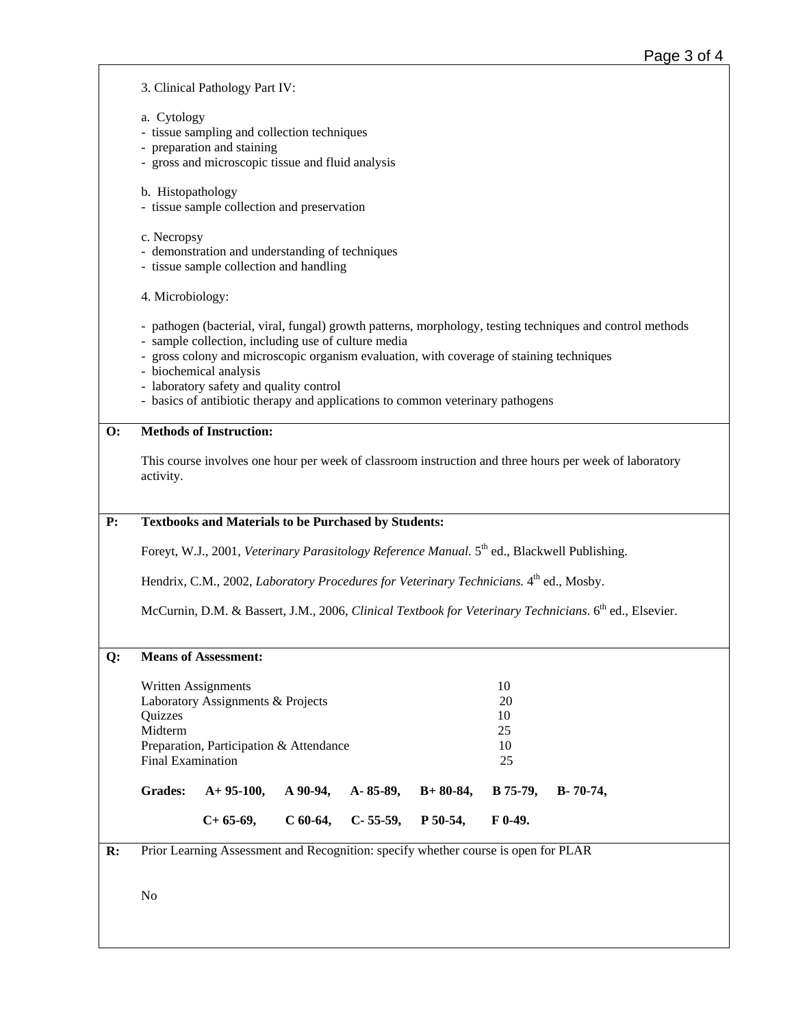3. Clinical Pathology Part IV:

a. Cytology
- tissue sampling and collection techniques
- preparation and staining
- gross and microscopic tissue and fluid analysis

b. Histopathology
- tissue sample collection and preservation

c. Necropsy
- demonstration and understanding of techniques
- tissue sample collection and handling

4. Microbiology:

- pathogen (bacterial, viral, fungal) growth patterns, morphology, testing techniques and control methods
- sample collection, including use of culture media
- gross colony and microscopic organism evaluation, with coverage of staining techniques
- biochemical analysis
- laboratory safety and quality control
- basics of antibiotic therapy and applications to common veterinary pathogens

**O: Methods of Instruction:**

This course involves one hour per week of classroom instruction and three hours per week of laboratory activity.

**P: Textbooks and Materials to be Purchased by Students:**

Foreyt, W.J., 2001, *Veterinary Parasitology Reference Manual.* 5th ed., Blackwell Publishing.

Hendrix, C.M., 2002, *Laboratory Procedures for Veterinary Technicians.* 4th ed., Mosby.

McCurnin, D.M. & Bassert, J.M., 2006, *Clinical Textbook for Veterinary Technicians*. 6th ed., Elsevier.

**Q: Means of Assessment:**

| | |
|---|---|
| Written Assignments | 10 |
| Laboratory Assignments & Projects | 20 |
| Quizzes | 10 |
| Midterm | 25 |
| Preparation, Participation & Attendance | 10 |
| Final Examination | 25 |

**Grades:** **A+ 95-100, A 90-94, A- 85-89, B+ 80-84, B 75-79, B- 70-74, C+ 65-69, C 60-64, C- 55-59, P 50-54, F 0-49.**

**R:** Prior Learning Assessment and Recognition: specify whether course is open for PLAR

No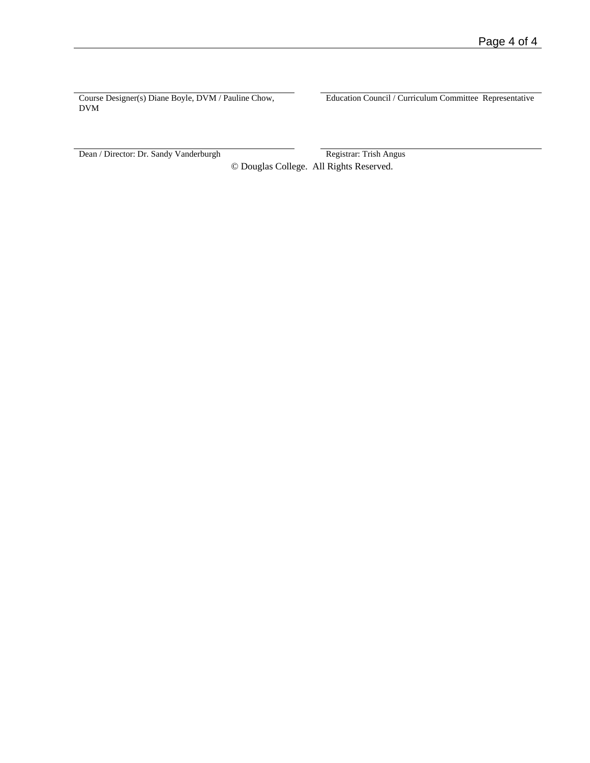Course Designer(s) Diane Boyle, DVM / Pauline Chow, DVM

Education Council / Curriculum Committee Representative

Dean / Director: Dr. Sandy Vanderburgh

Registrar: Trish Angus

© Douglas College. All Rights Reserved.